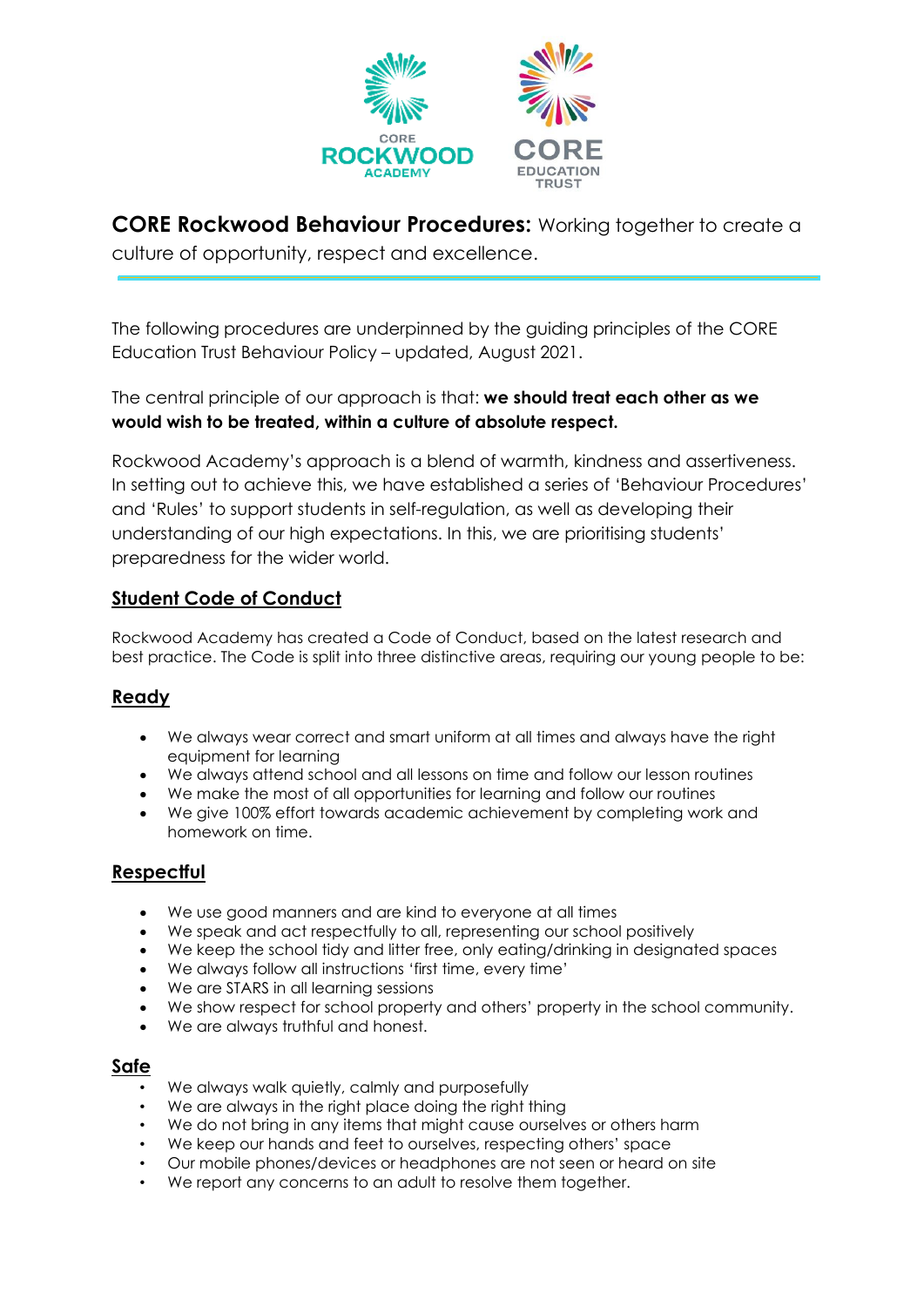**CORE Rockwood Behaviour Procedures:** Working together to create a culture of opportunity, respect and excellence.

The following procedures are underpinned by the guiding principles of the CORE Education Trust Behaviour Policy – updated, August 2021.

The central principle of our approach is that: **we should treat each other as we would wish to be treated, within a culture of absolute respect.**

Rockwood Academy's approach is a blend of warmth, kindness and assertiveness. In setting out to achieve this, we have established a series of 'Behaviour Procedures' and 'Rules' to support students in self-regulation, as well as developing their understanding of our high expectations. In this, we are prioritising students' preparedness for the wider world.

## Student Code of Conduct

Rockwood Academy has created a Code of Conduct, based on the latest research and best practice. The Code is split into three distinctive areas, requiring our young people to be:

### Ready

- We always wear correct and smart uniform at all times and always have the right equipment for learning
- We always attend school and all lessons on time and follow our lesson routines
- We make the most of all opportunities for learning and follow our routines
- We give 100% effort towards academic achievement by completing work and homework on time.

### Respectful

- We use good manners and are kind to everyone at all times
- We speak and act respectfully to all, representing our school positively
- We keep the school tidy and litter free, only eating/drinking in designated spaces
- We always follow all instructions 'first time, every time'
- We are STARS in all learning sessions
- We show respect for school property and others' property in the school community.
- We are always truthful and honest.

### Safe

- We always walk quietly, calmly and purposefully
- We are always in the right place doing the right thing
- We do not bring in any items that might cause ourselves or others harm
- We keep our hands and feet to ourselves, respecting others' space
- Our mobile phones/devices or headphones are not seen or heard on site
- We report any concerns to an adult to resolve them together.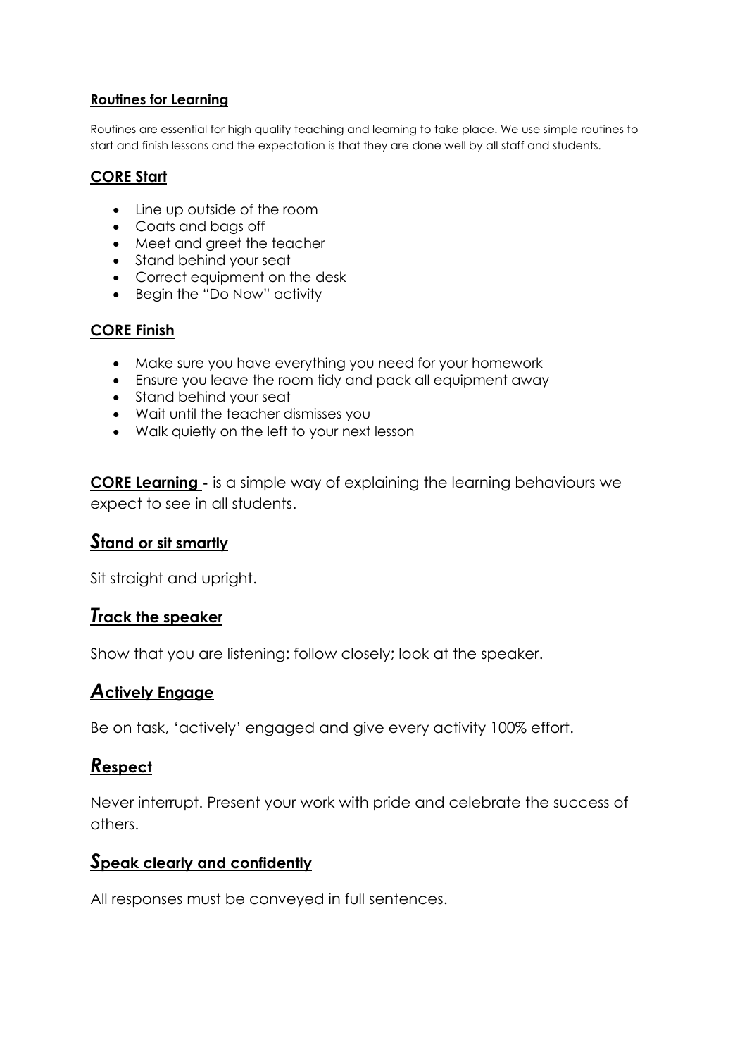## Routines for Learning

Routines are essential for high quality teaching and learning to take place. We use simple routines to start and finish lessons and the expectation is that they are done well by all staff and students.

### CORE Start

- Line up outside of the room
- Coats and bags off
- Meet and greet the teacher
- Stand behind your seat
- Correct equipment on the desk
- Begin the "Do Now" activity

### CORE Finish

- Make sure you have everything you need for your homework
- Ensure you leave the room tidy and pack all equipment away
- Stand behind your seat
- Wait until the teacher dismisses you
- Walk quietly on the left to your next lesson

**CORE Learning -** is a simple way of explaining the learning behaviours we expect to see in all students.

### ***S*tand or sit smartly**

Sit straight and upright.

### ***T*rack the speaker**

Show that you are listening: follow closely; look at the speaker.

### ***A*ctively Engage**

Be on task, 'actively' engaged and give every activity 100% effort.

### ***R*espect**

Never interrupt. Present your work with pride and celebrate the success of others.

### ***S*peak clearly and confidently**

All responses must be conveyed in full sentences.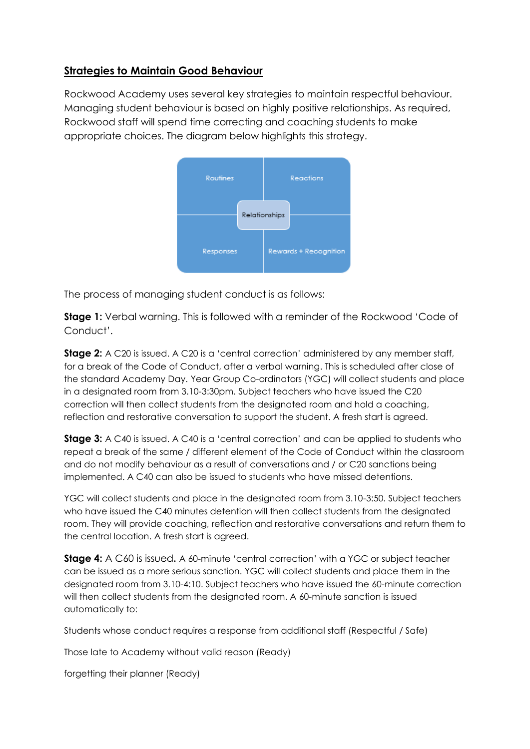## Strategies to Maintain Good Behaviour

Rockwood Academy uses several key strategies to maintain respectful behaviour. Managing student behaviour is based on highly positive relationships. As required, Rockwood staff will spend time correcting and coaching students to make appropriate choices. The diagram below highlights this strategy.

| Routines | Reactions |
| --- | --- |
| Responses | Rewards + Recognition |

Relationships

The process of managing student conduct is as follows:

**Stage 1:** Verbal warning. This is followed with a reminder of the Rockwood 'Code of Conduct'.

**Stage 2:** A C20 is issued. A C20 is a 'central correction' administered by any member staff, for a break of the Code of Conduct, after a verbal warning. This is scheduled after close of the standard Academy Day. Year Group Co-ordinators (YGC) will collect students and place in a designated room from 3.10-3:30pm. Subject teachers who have issued the C20 correction will then collect students from the designated room and hold a coaching, reflection and restorative conversation to support the student. A fresh start is agreed.

**Stage 3:** A C40 is issued. A C40 is a 'central correction' and can be applied to students who repeat a break of the same / different element of the Code of Conduct within the classroom and do not modify behaviour as a result of conversations and / or C20 sanctions being implemented. A C40 can also be issued to students who have missed detentions.

YGC will collect students and place in the designated room from 3.10-3:50. Subject teachers who have issued the C40 minutes detention will then collect students from the designated room. They will provide coaching, reflection and restorative conversations and return them to the central location. A fresh start is agreed.

**Stage 4:** A C60 is issued**.** A 60-minute 'central correction' with a YGC or subject teacher can be issued as a more serious sanction. YGC will collect students and place them in the designated room from 3.10-4:10. Subject teachers who have issued the 60-minute correction will then collect students from the designated room. A 60-minute sanction is issued automatically to:

Students whose conduct requires a response from additional staff (Respectful / Safe)

Those late to Academy without valid reason (Ready)

forgetting their planner (Ready)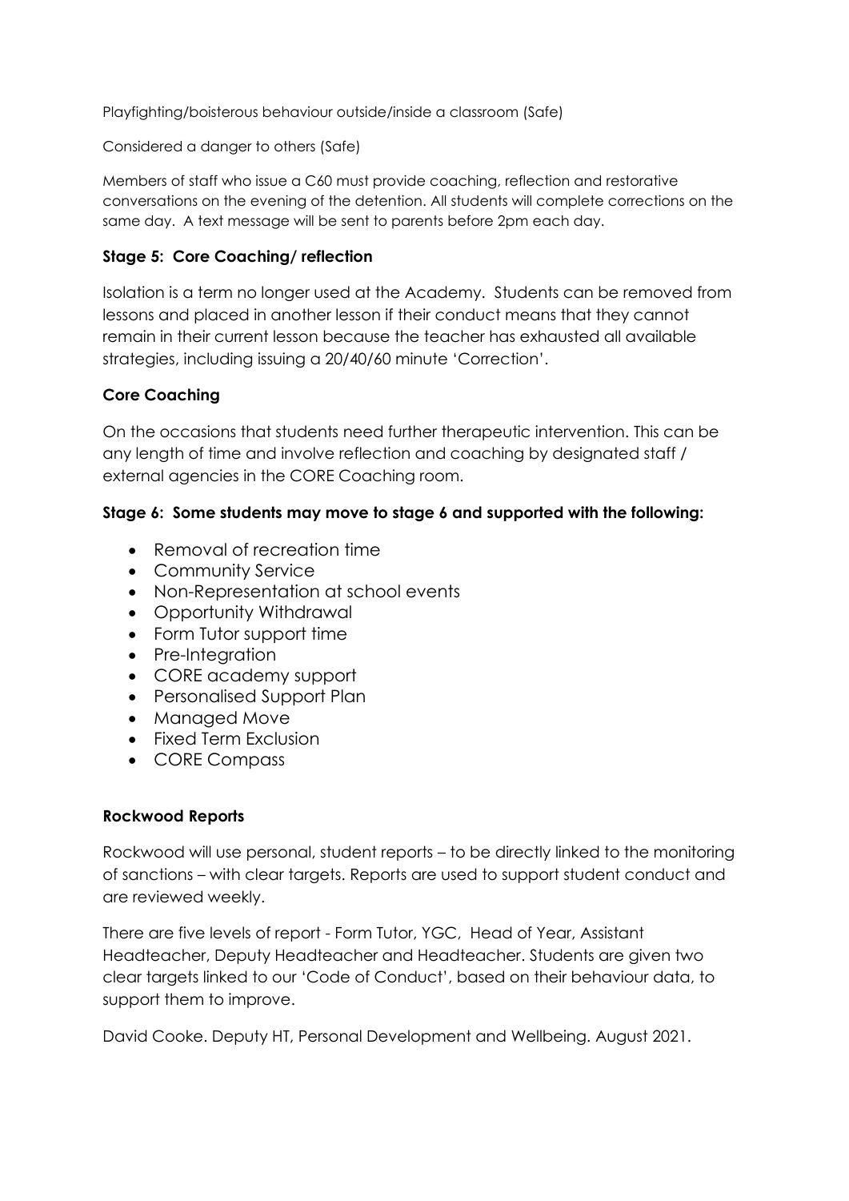Playfighting/boisterous behaviour outside/inside a classroom (Safe)

Considered a danger to others (Safe)

Members of staff who issue a C60 must provide coaching, reflection and restorative conversations on the evening of the detention. All students will complete corrections on the same day. A text message will be sent to parents before 2pm each day.

**Stage 5: Core Coaching/ reflection**

Isolation is a term no longer used at the Academy. Students can be removed from lessons and placed in another lesson if their conduct means that they cannot remain in their current lesson because the teacher has exhausted all available strategies, including issuing a 20/40/60 minute 'Correction'.

**Core Coaching**

On the occasions that students need further therapeutic intervention. This can be any length of time and involve reflection and coaching by designated staff / external agencies in the CORE Coaching room.

**Stage 6: Some students may move to stage 6 and supported with the following:**

- Removal of recreation time
- Community Service
- Non-Representation at school events
- Opportunity Withdrawal
- Form Tutor support time
- Pre-Integration
- CORE academy support
- Personalised Support Plan
- Managed Move
- Fixed Term Exclusion
- CORE Compass

**Rockwood Reports**

Rockwood will use personal, student reports – to be directly linked to the monitoring of sanctions – with clear targets. Reports are used to support student conduct and are reviewed weekly.

There are five levels of report - Form Tutor, YGC, Head of Year, Assistant Headteacher, Deputy Headteacher and Headteacher. Students are given two clear targets linked to our 'Code of Conduct', based on their behaviour data, to support them to improve.

David Cooke. Deputy HT, Personal Development and Wellbeing. August 2021.